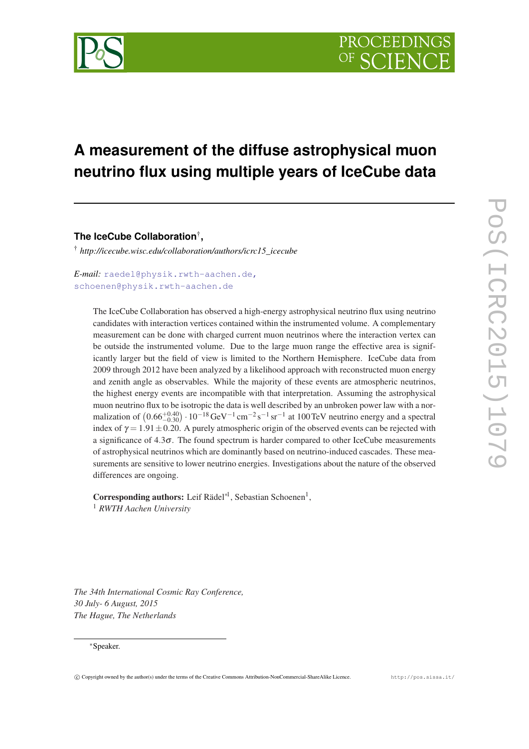# A measurement of the diffuse astrophysical muon neutrino flux using multiple years of IceCube data

**The IceCube Collaboration**[†],

[†] *http://icecube.wisc.edu/collaboration/authors/icrc15_icecube*

*E-mail:* raedel@physik.rwth-aachen.de, schoenen@physik.rwth-aachen.de

The IceCube Collaboration has observed a high-energy astrophysical neutrino flux using neutrino candidates with interaction vertices contained within the instrumented volume. A complementary measurement can be done with charged current muon neutrinos where the interaction vertex can be outside the instrumented volume. Due to the large muon range the effective area is significantly larger but the field of view is limited to the Northern Hemisphere. IceCube data from 2009 through 2012 have been analyzed by a likelihood approach with reconstructed muon energy and zenith angle as observables. While the majority of these events are atmospheric neutrinos, the highest energy events are incompatible with that interpretation. Assuming the astrophysical muon neutrino flux to be isotropic the data is well described by an unbroken power law with a normalization of $\left(0.66^{+0.40}_{-0.30}\right) \cdot 10^{-18}\,\mathrm{GeV}^{-1}\,\mathrm{cm}^{-2}\,\mathrm{s}^{-1}\,\mathrm{sr}^{-1}$ at 100 TeV neutrino energy and a spectral index of $\gamma = 1.91 \pm 0.20$. A purely atmospheric origin of the observed events can be rejected with a significance of $4.3\sigma$. The found spectrum is harder compared to other IceCube measurements of astrophysical neutrinos which are dominantly based on neutrino-induced cascades. These measurements are sensitive to lower neutrino energies. Investigations about the nature of the observed differences are ongoing.

**Corresponding authors:** Leif Rädel[*1], Sebastian Schoenen[1],
[1] *RWTH Aachen University*

*The 34th International Cosmic Ray Conference,*
*30 July- 6 August, 2015*
*The Hague, The Netherlands*

[*]Speaker.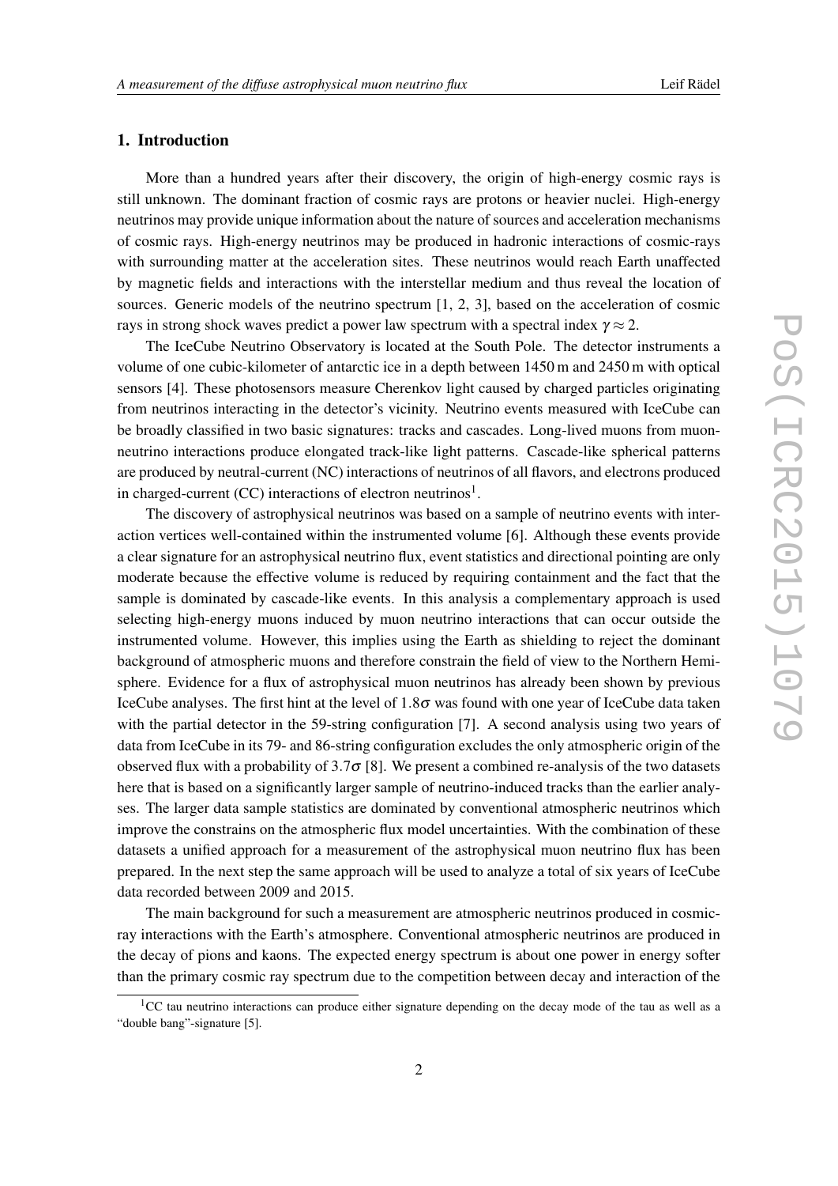## 1. Introduction

More than a hundred years after their discovery, the origin of high-energy cosmic rays is still unknown. The dominant fraction of cosmic rays are protons or heavier nuclei. High-energy neutrinos may provide unique information about the nature of sources and acceleration mechanisms of cosmic rays. High-energy neutrinos may be produced in hadronic interactions of cosmic-rays with surrounding matter at the acceleration sites. These neutrinos would reach Earth unaffected by magnetic fields and interactions with the interstellar medium and thus reveal the location of sources. Generic models of the neutrino spectrum [1, 2, 3], based on the acceleration of cosmic rays in strong shock waves predict a power law spectrum with a spectral index $\gamma \approx 2$.

The IceCube Neutrino Observatory is located at the South Pole. The detector instruments a volume of one cubic-kilometer of antarctic ice in a depth between 1450 m and 2450 m with optical sensors [4]. These photosensors measure Cherenkov light caused by charged particles originating from neutrinos interacting in the detector's vicinity. Neutrino events measured with IceCube can be broadly classified in two basic signatures: tracks and cascades. Long-lived muons from muon-neutrino interactions produce elongated track-like light patterns. Cascade-like spherical patterns are produced by neutral-current (NC) interactions of neutrinos of all flavors, and electrons produced in charged-current (CC) interactions of electron neutrinos[1].

The discovery of astrophysical neutrinos was based on a sample of neutrino events with interaction vertices well-contained within the instrumented volume [6]. Although these events provide a clear signature for an astrophysical neutrino flux, event statistics and directional pointing are only moderate because the effective volume is reduced by requiring containment and the fact that the sample is dominated by cascade-like events. In this analysis a complementary approach is used selecting high-energy muons induced by muon neutrino interactions that can occur outside the instrumented volume. However, this implies using the Earth as shielding to reject the dominant background of atmospheric muons and therefore constrain the field of view to the Northern Hemisphere. Evidence for a flux of astrophysical muon neutrinos has already been shown by previous IceCube analyses. The first hint at the level of $1.8\sigma$ was found with one year of IceCube data taken with the partial detector in the 59-string configuration [7]. A second analysis using two years of data from IceCube in its 79- and 86-string configuration excludes the only atmospheric origin of the observed flux with a probability of $3.7\sigma$ [8]. We present a combined re-analysis of the two datasets here that is based on a significantly larger sample of neutrino-induced tracks than the earlier analyses. The larger data sample statistics are dominated by conventional atmospheric neutrinos which improve the constrains on the atmospheric flux model uncertainties. With the combination of these datasets a unified approach for a measurement of the astrophysical muon neutrino flux has been prepared. In the next step the same approach will be used to analyze a total of six years of IceCube data recorded between 2009 and 2015.

The main background for such a measurement are atmospheric neutrinos produced in cosmic-ray interactions with the Earth's atmosphere. Conventional atmospheric neutrinos are produced in the decay of pions and kaons. The expected energy spectrum is about one power in energy softer than the primary cosmic ray spectrum due to the competition between decay and interaction of the

[1] CC tau neutrino interactions can produce either signature depending on the decay mode of the tau as well as a "double bang"-signature [5].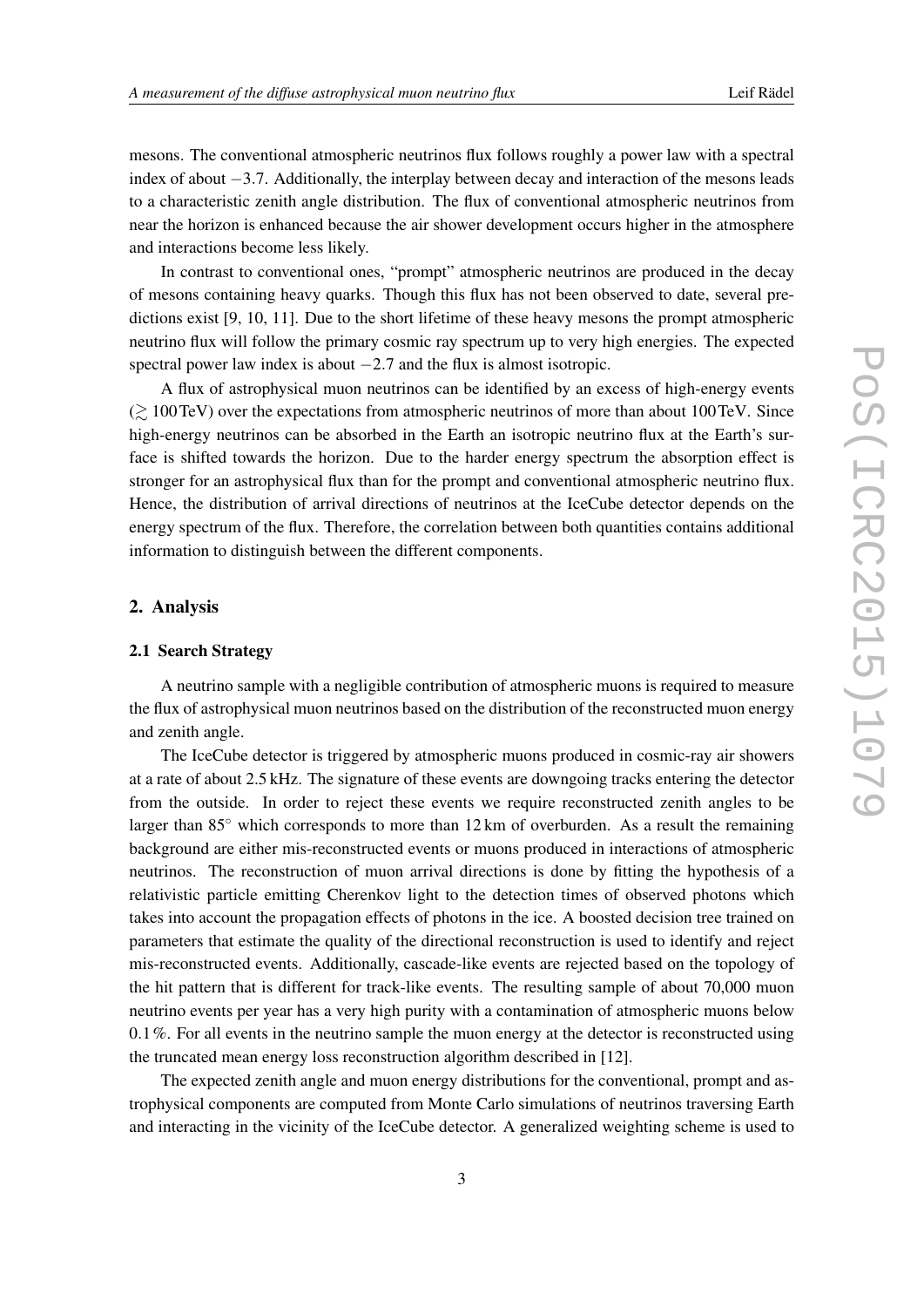mesons. The conventional atmospheric neutrinos flux follows roughly a power law with a spectral index of about $-3.7$. Additionally, the interplay between decay and interaction of the mesons leads to a characteristic zenith angle distribution. The flux of conventional atmospheric neutrinos from near the horizon is enhanced because the air shower development occurs higher in the atmosphere and interactions become less likely.

In contrast to conventional ones, "prompt" atmospheric neutrinos are produced in the decay of mesons containing heavy quarks. Though this flux has not been observed to date, several predictions exist [9, 10, 11]. Due to the short lifetime of these heavy mesons the prompt atmospheric neutrino flux will follow the primary cosmic ray spectrum up to very high energies. The expected spectral power law index is about $-2.7$ and the flux is almost isotropic.

A flux of astrophysical muon neutrinos can be identified by an excess of high-energy events ($\gtrsim 100\,\mathrm{TeV}$) over the expectations from atmospheric neutrinos of more than about 100 TeV. Since high-energy neutrinos can be absorbed in the Earth an isotropic neutrino flux at the Earth's surface is shifted towards the horizon. Due to the harder energy spectrum the absorption effect is stronger for an astrophysical flux than for the prompt and conventional atmospheric neutrino flux. Hence, the distribution of arrival directions of neutrinos at the IceCube detector depends on the energy spectrum of the flux. Therefore, the correlation between both quantities contains additional information to distinguish between the different components.

## 2. Analysis

### 2.1 Search Strategy

A neutrino sample with a negligible contribution of atmospheric muons is required to measure the flux of astrophysical muon neutrinos based on the distribution of the reconstructed muon energy and zenith angle.

The IceCube detector is triggered by atmospheric muons produced in cosmic-ray air showers at a rate of about 2.5 kHz. The signature of these events are downgoing tracks entering the detector from the outside. In order to reject these events we require reconstructed zenith angles to be larger than $85^\circ$ which corresponds to more than 12 km of overburden. As a result the remaining background are either mis-reconstructed events or muons produced in interactions of atmospheric neutrinos. The reconstruction of muon arrival directions is done by fitting the hypothesis of a relativistic particle emitting Cherenkov light to the detection times of observed photons which takes into account the propagation effects of photons in the ice. A boosted decision tree trained on parameters that estimate the quality of the directional reconstruction is used to identify and reject mis-reconstructed events. Additionally, cascade-like events are rejected based on the topology of the hit pattern that is different for track-like events. The resulting sample of about 70,000 muon neutrino events per year has a very high purity with a contamination of atmospheric muons below 0.1 %. For all events in the neutrino sample the muon energy at the detector is reconstructed using the truncated mean energy loss reconstruction algorithm described in [12].

The expected zenith angle and muon energy distributions for the conventional, prompt and astrophysical components are computed from Monte Carlo simulations of neutrinos traversing Earth and interacting in the vicinity of the IceCube detector. A generalized weighting scheme is used to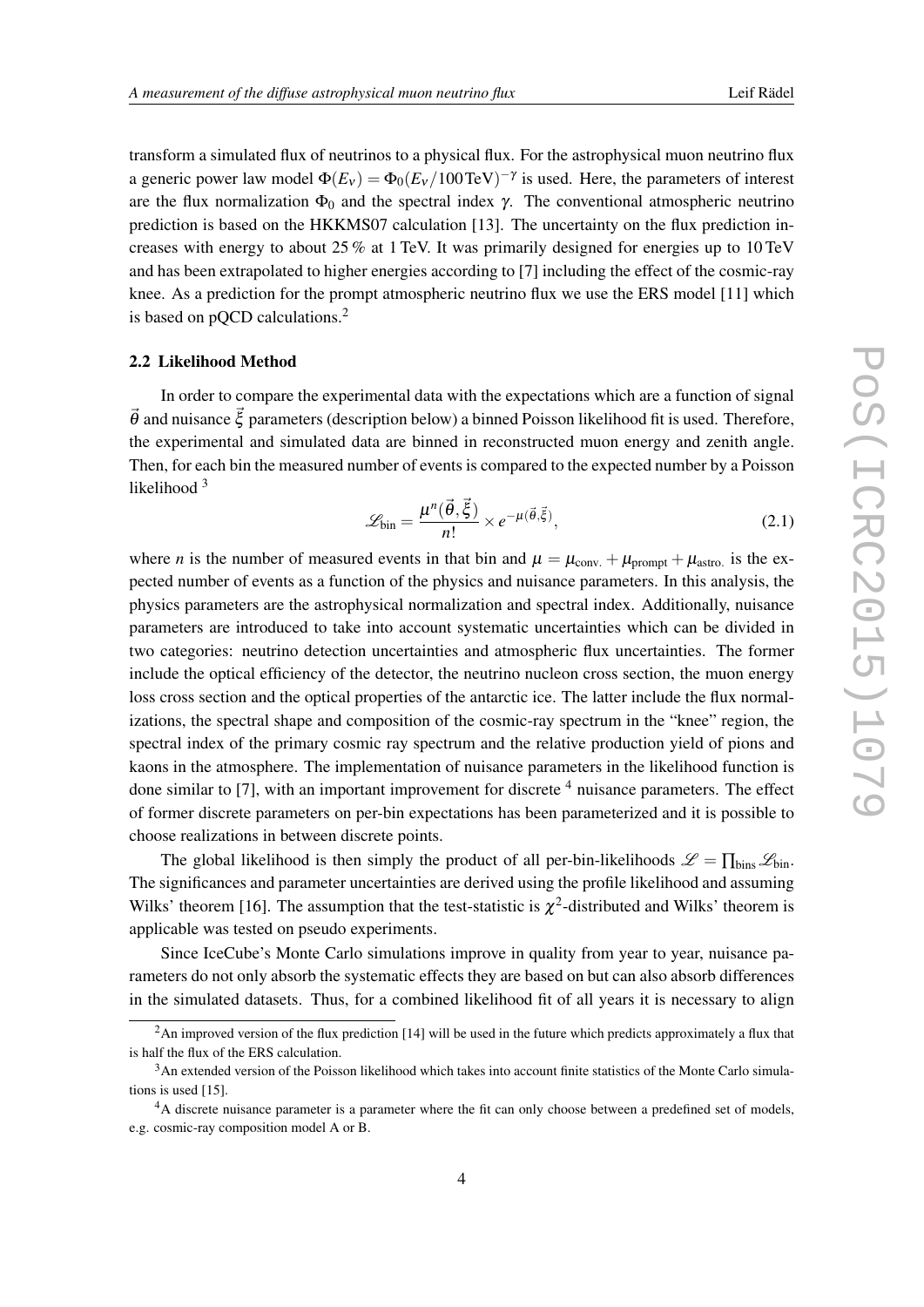transform a simulated flux of neutrinos to a physical flux. For the astrophysical muon neutrino flux a generic power law model $\Phi(E_\nu) = \Phi_0(E_\nu/100\,\mathrm{TeV})^{-\gamma}$ is used. Here, the parameters of interest are the flux normalization $\Phi_0$ and the spectral index $\gamma$. The conventional atmospheric neutrino prediction is based on the HKKMS07 calculation [13]. The uncertainty on the flux prediction increases with energy to about 25 % at 1 TeV. It was primarily designed for energies up to 10 TeV and has been extrapolated to higher energies according to [7] including the effect of the cosmic-ray knee. As a prediction for the prompt atmospheric neutrino flux we use the ERS model [11] which is based on pQCD calculations.[2]

### 2.2 Likelihood Method

In order to compare the experimental data with the expectations which are a function of signal $\vec{\theta}$ and nuisance $\vec{\xi}$ parameters (description below) a binned Poisson likelihood fit is used. Therefore, the experimental and simulated data are binned in reconstructed muon energy and zenith angle. Then, for each bin the measured number of events is compared to the expected number by a Poisson likelihood [3]

$$\mathscr{L}_{\mathrm{bin}} = \frac{\mu^n(\vec{\theta},\vec{\xi})}{n!} \times e^{-\mu(\vec{\theta},\vec{\xi})}, \tag{2.1}$$

where $n$ is the number of measured events in that bin and $\mu = \mu_{\mathrm{conv.}} + \mu_{\mathrm{prompt}} + \mu_{\mathrm{astro.}}$ is the expected number of events as a function of the physics and nuisance parameters. In this analysis, the physics parameters are the astrophysical normalization and spectral index. Additionally, nuisance parameters are introduced to take into account systematic uncertainties which can be divided in two categories: neutrino detection uncertainties and atmospheric flux uncertainties. The former include the optical efficiency of the detector, the neutrino nucleon cross section, the muon energy loss cross section and the optical properties of the antarctic ice. The latter include the flux normalizations, the spectral shape and composition of the cosmic-ray spectrum in the "knee" region, the spectral index of the primary cosmic ray spectrum and the relative production yield of pions and kaons in the atmosphere. The implementation of nuisance parameters in the likelihood function is done similar to [7], with an important improvement for discrete [4] nuisance parameters. The effect of former discrete parameters on per-bin expectations has been parameterized and it is possible to choose realizations in between discrete points.

The global likelihood is then simply the product of all per-bin-likelihoods $\mathscr{L} = \prod_{\mathrm{bins}} \mathscr{L}_{\mathrm{bin}}$. The significances and parameter uncertainties are derived using the profile likelihood and assuming Wilks' theorem [16]. The assumption that the test-statistic is $\chi^2$-distributed and Wilks' theorem is applicable was tested on pseudo experiments.

Since IceCube's Monte Carlo simulations improve in quality from year to year, nuisance parameters do not only absorb the systematic effects they are based on but can also absorb differences in the simulated datasets. Thus, for a combined likelihood fit of all years it is necessary to align

---

[2] An improved version of the flux prediction [14] will be used in the future which predicts approximately a flux that is half the flux of the ERS calculation.

[3] An extended version of the Poisson likelihood which takes into account finite statistics of the Monte Carlo simulations is used [15].

[4] A discrete nuisance parameter is a parameter where the fit can only choose between a predefined set of models, e.g. cosmic-ray composition model A or B.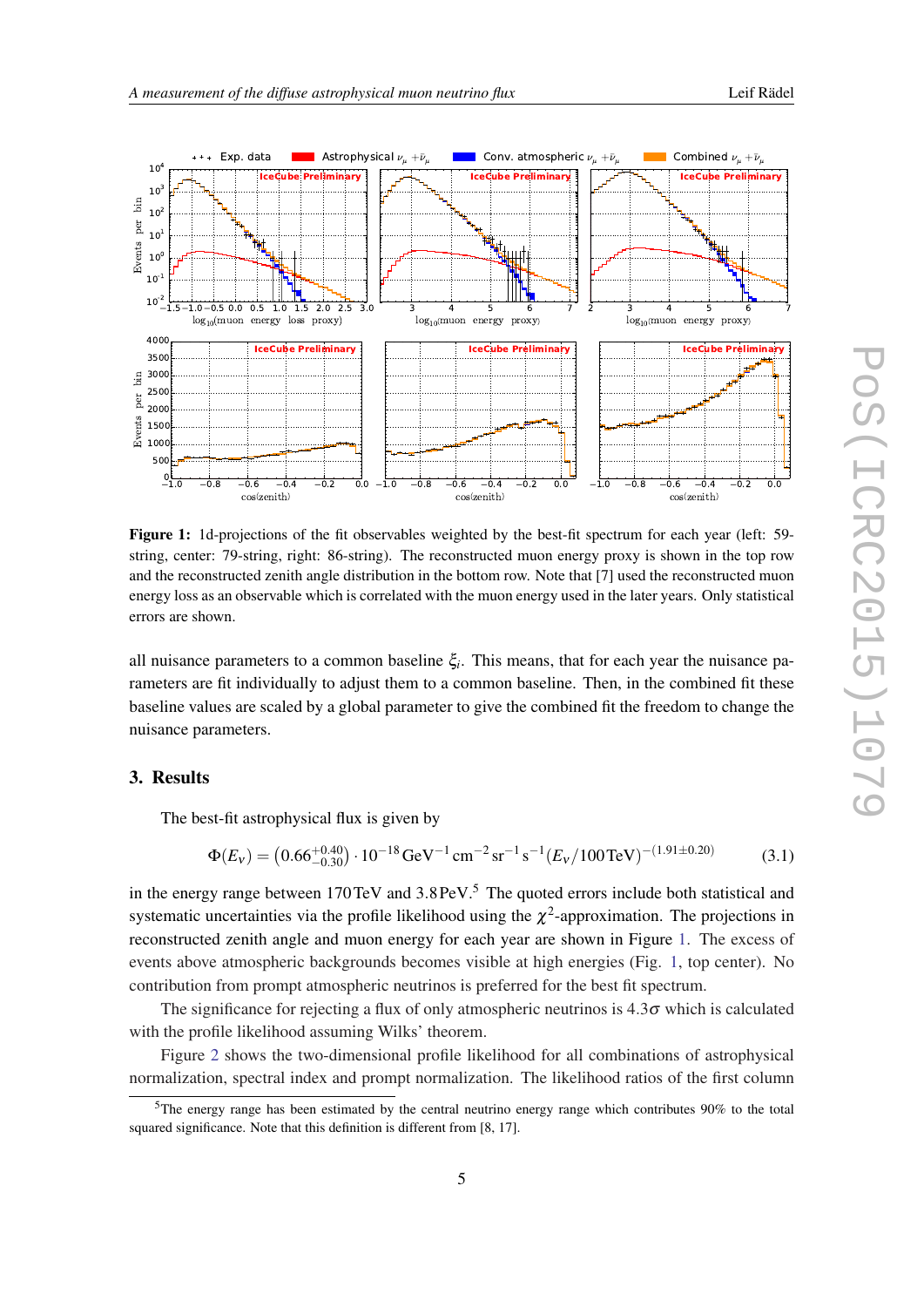**Figure 1:** 1d-projections of the fit observables weighted by the best-fit spectrum for each year (left: 59-string, center: 79-string, right: 86-string). The reconstructed muon energy proxy is shown in the top row and the reconstructed zenith angle distribution in the bottom row. Note that [7] used the reconstructed muon energy loss as an observable which is correlated with the muon energy used in the later years. Only statistical errors are shown.

all nuisance parameters to a common baseline $\xi_i$. This means, that for each year the nuisance parameters are fit individually to adjust them to a common baseline. Then, in the combined fit these baseline values are scaled by a global parameter to give the combined fit the freedom to change the nuisance parameters.

## 3. Results

The best-fit astrophysical flux is given by

$$\Phi(E_\nu) = \left(0.66^{+0.40}_{-0.30}\right) \cdot 10^{-18}\,\mathrm{GeV}^{-1}\,\mathrm{cm}^{-2}\,\mathrm{sr}^{-1}\,\mathrm{s}^{-1}(E_\nu/100\,\mathrm{TeV})^{-(1.91\pm0.20)} \tag{3.1}$$

in the energy range between 170 TeV and 3.8 PeV.[5] The quoted errors include both statistical and systematic uncertainties via the profile likelihood using the $\chi^2$-approximation. The projections in reconstructed zenith angle and muon energy for each year are shown in Figure 1. The excess of events above atmospheric backgrounds becomes visible at high energies (Fig. 1, top center). No contribution from prompt atmospheric neutrinos is preferred for the best fit spectrum.

The significance for rejecting a flux of only atmospheric neutrinos is $4.3\sigma$ which is calculated with the profile likelihood assuming Wilks' theorem.

Figure 2 shows the two-dimensional profile likelihood for all combinations of astrophysical normalization, spectral index and prompt normalization. The likelihood ratios of the first column

[5] The energy range has been estimated by the central neutrino energy range which contributes 90% to the total squared significance. Note that this definition is different from [8, 17].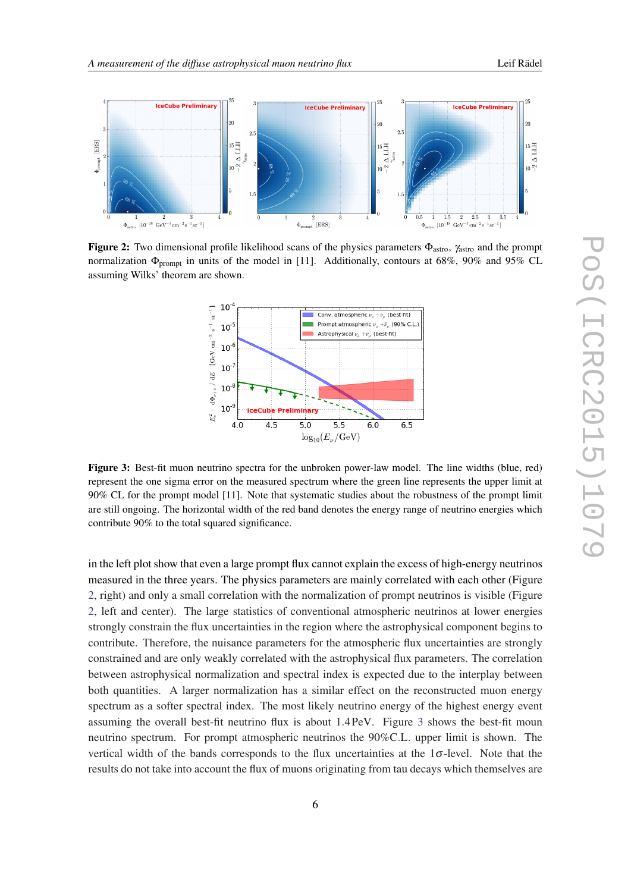**Figure 2:** Two dimensional profile likelihood scans of the physics parameters $\Phi_{\text{astro}}$, $\gamma_{\text{astro}}$ and the prompt normalization $\Phi_{\text{prompt}}$ in units of the model in [11]. Additionally, contours at 68%, 90% and 95% CL assuming Wilks' theorem are shown.

**Figure 3:** Best-fit muon neutrino spectra for the unbroken power-law model. The line widths (blue, red) represent the one sigma error on the measured spectrum where the green line represents the upper limit at 90% CL for the prompt model [11]. Note that systematic studies about the robustness of the prompt limit are still ongoing. The horizontal width of the red band denotes the energy range of neutrino energies which contribute 90% to the total squared significance.

in the left plot show that even a large prompt flux cannot explain the excess of high-energy neutrinos measured in the three years. The physics parameters are mainly correlated with each other (Figure 2, right) and only a small correlation with the normalization of prompt neutrinos is visible (Figure 2, left and center). The large statistics of conventional atmospheric neutrinos at lower energies strongly constrain the flux uncertainties in the region where the astrophysical component begins to contribute. Therefore, the nuisance parameters for the atmospheric flux uncertainties are strongly constrained and are only weakly correlated with the astrophysical flux parameters. The correlation between astrophysical normalization and spectral index is expected due to the interplay between both quantities. A larger normalization has a similar effect on the reconstructed muon energy spectrum as a softer spectral index. The most likely neutrino energy of the highest energy event assuming the overall best-fit neutrino flux is about 1.4 PeV. Figure 3 shows the best-fit moun neutrino spectrum. For prompt atmospheric neutrinos the 90%C.L. upper limit is shown. The vertical width of the bands corresponds to the flux uncertainties at the $1\sigma$-level. Note that the results do not take into account the flux of muons originating from tau decays which themselves are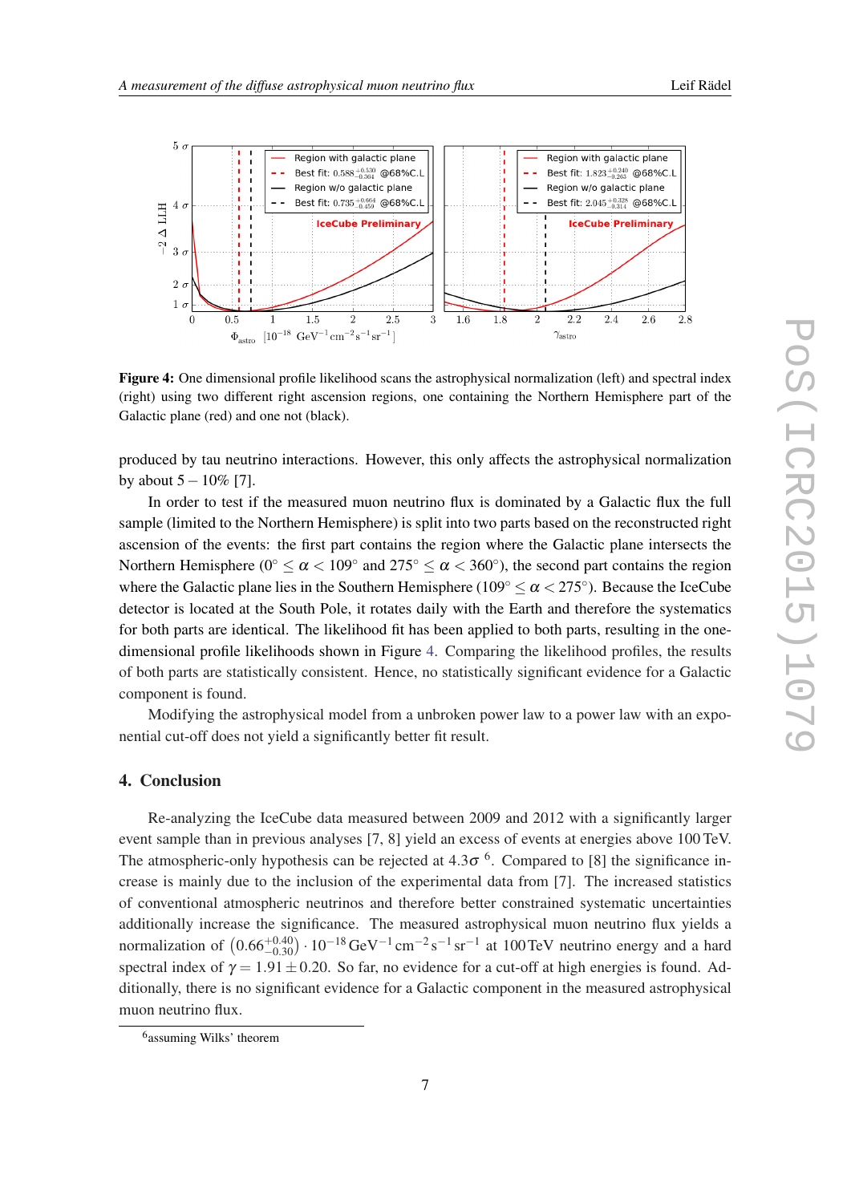**Figure 4:** One dimensional profile likelihood scans the astrophysical normalization (left) and spectral index (right) using two different right ascension regions, one containing the Northern Hemisphere part of the Galactic plane (red) and one not (black).

produced by tau neutrino interactions. However, this only affects the astrophysical normalization by about $5 - 10\%$ [7].

In order to test if the measured muon neutrino flux is dominated by a Galactic flux the full sample (limited to the Northern Hemisphere) is split into two parts based on the reconstructed right ascension of the events: the first part contains the region where the Galactic plane intersects the Northern Hemisphere ($0^\circ \leq \alpha < 109^\circ$ and $275^\circ \leq \alpha < 360^\circ$), the second part contains the region where the Galactic plane lies in the Southern Hemisphere ($109^\circ \leq \alpha < 275^\circ$). Because the IceCube detector is located at the South Pole, it rotates daily with the Earth and therefore the systematics for both parts are identical. The likelihood fit has been applied to both parts, resulting in the one-dimensional profile likelihoods shown in Figure 4. Comparing the likelihood profiles, the results of both parts are statistically consistent. Hence, no statistically significant evidence for a Galactic component is found.

Modifying the astrophysical model from a unbroken power law to a power law with an exponential cut-off does not yield a significantly better fit result.

## 4. Conclusion

Re-analyzing the IceCube data measured between 2009 and 2012 with a significantly larger event sample than in previous analyses [7, 8] yield an excess of events at energies above 100 TeV. The atmospheric-only hypothesis can be rejected at $4.3\sigma$ [6]. Compared to [8] the significance increase is mainly due to the inclusion of the experimental data from [7]. The increased statistics of conventional atmospheric neutrinos and therefore better constrained systematic uncertainties additionally increase the significance. The measured astrophysical muon neutrino flux yields a normalization of $\left(0.66^{+0.40}_{-0.30}\right) \cdot 10^{-18}\,\mathrm{GeV}^{-1}\,\mathrm{cm}^{-2}\,\mathrm{s}^{-1}\,\mathrm{sr}^{-1}$ at 100 TeV neutrino energy and a hard spectral index of $\gamma = 1.91 \pm 0.20$. So far, no evidence for a cut-off at high energies is found. Additionally, there is no significant evidence for a Galactic component in the measured astrophysical muon neutrino flux.

[6] assuming Wilks' theorem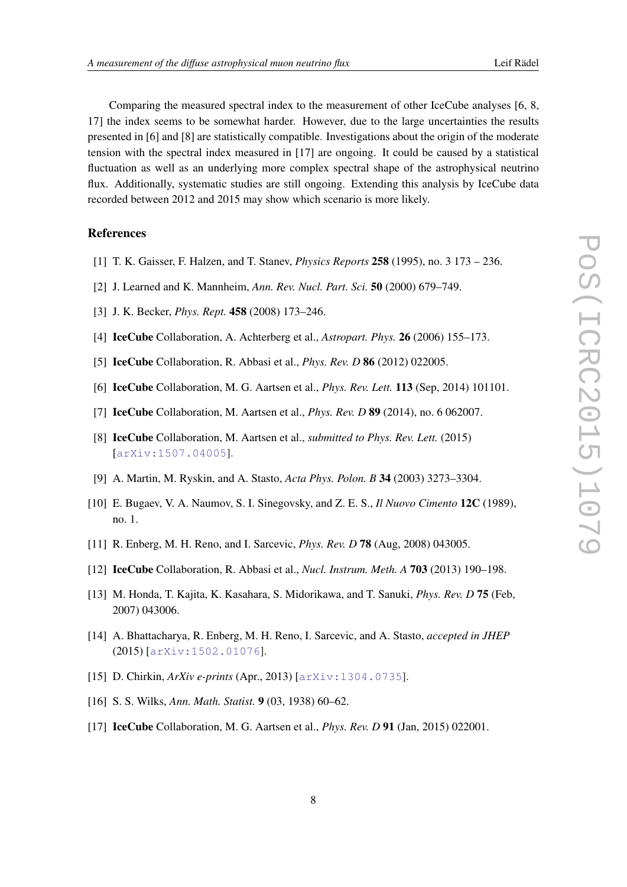Comparing the measured spectral index to the measurement of other IceCube analyses [6, 8, 17] the index seems to be somewhat harder. However, due to the large uncertainties the results presented in [6] and [8] are statistically compatible. Investigations about the origin of the moderate tension with the spectral index measured in [17] are ongoing. It could be caused by a statistical fluctuation as well as an underlying more complex spectral shape of the astrophysical neutrino flux. Additionally, systematic studies are still ongoing. Extending this analysis by IceCube data recorded between 2012 and 2015 may show which scenario is more likely.

## References

[1] T. K. Gaisser, F. Halzen, and T. Stanev, *Physics Reports* **258** (1995), no. 3 173 – 236.

[2] J. Learned and K. Mannheim, *Ann. Rev. Nucl. Part. Sci.* **50** (2000) 679–749.

[3] J. K. Becker, *Phys. Rept.* **458** (2008) 173–246.

[4] **IceCube** Collaboration, A. Achterberg et al., *Astropart. Phys.* **26** (2006) 155–173.

[5] **IceCube** Collaboration, R. Abbasi et al., *Phys. Rev. D* **86** (2012) 022005.

[6] **IceCube** Collaboration, M. G. Aartsen et al., *Phys. Rev. Lett.* **113** (Sep, 2014) 101101.

[7] **IceCube** Collaboration, M. Aartsen et al., *Phys. Rev. D* **89** (2014), no. 6 062007.

[8] **IceCube** Collaboration, M. Aartsen et al., *submitted to Phys. Rev. Lett.* (2015) [arXiv:1507.04005].

[9] A. Martin, M. Ryskin, and A. Stasto, *Acta Phys. Polon. B* **34** (2003) 3273–3304.

[10] E. Bugaev, V. A. Naumov, S. I. Sinegovsky, and Z. E. S., *Il Nuovo Cimento* **12C** (1989), no. 1.

[11] R. Enberg, M. H. Reno, and I. Sarcevic, *Phys. Rev. D* **78** (Aug, 2008) 043005.

[12] **IceCube** Collaboration, R. Abbasi et al., *Nucl. Instrum. Meth. A* **703** (2013) 190–198.

[13] M. Honda, T. Kajita, K. Kasahara, S. Midorikawa, and T. Sanuki, *Phys. Rev. D* **75** (Feb, 2007) 043006.

[14] A. Bhattacharya, R. Enberg, M. H. Reno, I. Sarcevic, and A. Stasto, *accepted in JHEP* (2015) [arXiv:1502.01076].

[15] D. Chirkin, *ArXiv e-prints* (Apr., 2013) [arXiv:1304.0735].

[16] S. S. Wilks, *Ann. Math. Statist.* **9** (03, 1938) 60–62.

[17] **IceCube** Collaboration, M. G. Aartsen et al., *Phys. Rev. D* **91** (Jan, 2015) 022001.